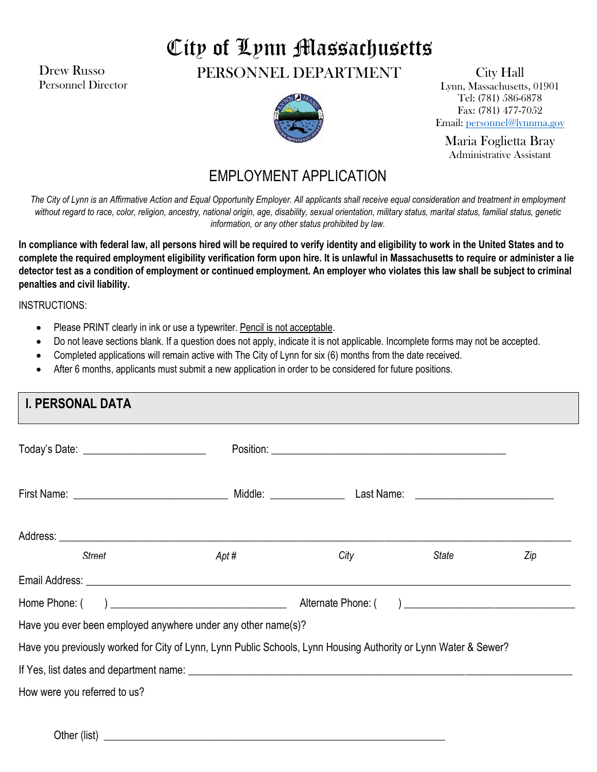# City of Lynn Massachusetts

Drew Russo
Personnel Director

## PERSONNEL DEPARTMENT

City Hall
Lynn, Massachusetts, 01901
Tel: (781) 586-6878
Fax: (781) 477-7052
Email: personnel@lynnma.gov

Maria Foglietta Bray
Administrative Assistant

## EMPLOYMENT APPLICATION

*The City of Lynn is an Affirmative Action and Equal Opportunity Employer. All applicants shall receive equal consideration and treatment in employment without regard to race, color, religion, ancestry, national origin, age, disability, sexual orientation, military status, marital status, familial status, genetic information, or any other status prohibited by law.*

**In compliance with federal law, all persons hired will be required to verify identity and eligibility to work in the United States and to complete the required employment eligibility verification form upon hire. It is unlawful in Massachusetts to require or administer a lie detector test as a condition of employment or continued employment. An employer who violates this law shall be subject to criminal penalties and civil liability.**

INSTRUCTIONS:

- Please PRINT clearly in ink or use a typewriter. Pencil is not acceptable.
- Do not leave sections blank. If a question does not apply, indicate it is not applicable. Incomplete forms may not be accepted.
- Completed applications will remain active with The City of Lynn for six (6) months from the date received.
- After 6 months, applicants must submit a new application in order to be considered for future positions.

## I. PERSONAL DATA

Today's Date: ______________________ Position: ____________________________________________

First Name: ____________________________ Middle: _____________ Last Name: _________________________

Address: ______________________________________________________________________________________

*Street* *Apt #* *City* *State* *Zip*

Email Address: _________________________________________________________________________________

Home Phone: ( ) ______________________________ Alternate Phone: ( ) ______________________________

Have you ever been employed anywhere under any other name(s)?

Have you previously worked for City of Lynn, Lynn Public Schools, Lynn Housing Authority or Lynn Water & Sewer?

If Yes, list dates and department name: _____________________________________________________________

How were you referred to us?

Other (list) ____________________________________________________________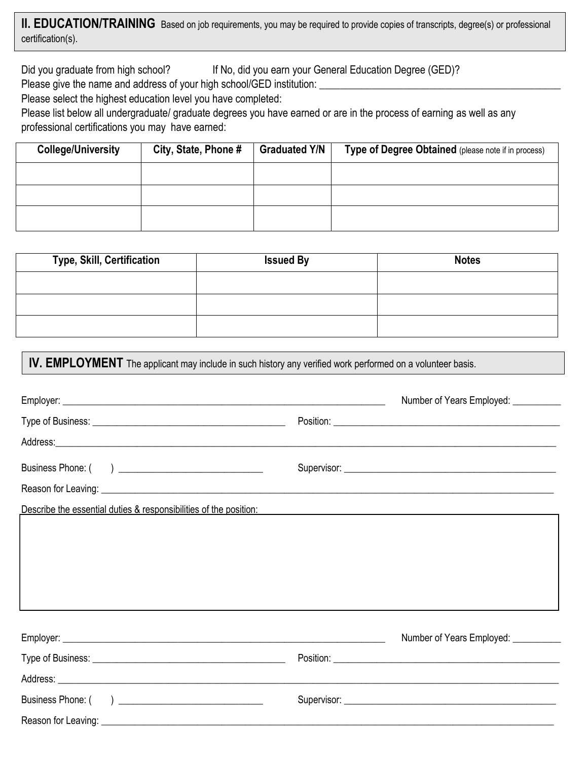## II. EDUCATION/TRAINING

Based on job requirements, you may be required to provide copies of transcripts, degree(s) or professional certification(s).

Did you graduate from high school? If No, did you earn your General Education Degree (GED)?

Please give the name and address of your high school/GED institution: \_\_\_\_\_\_\_\_\_\_\_\_\_\_\_\_\_\_\_\_\_\_\_\_\_\_\_\_\_\_\_\_\_\_\_\_\_\_\_\_\_\_\_\_

Please select the highest education level you have completed:

Please list below all undergraduate/ graduate degrees you have earned or are in the process of earning as well as any professional certifications you may have earned:

| College/University | City, State, Phone # | Graduated Y/N | Type of Degree Obtained (please note if in process) |
|---|---|---|---|
| | | | |
| | | | |
| | | | |

| Type, Skill, Certification | Issued By | Notes |
|---|---|---|
| | | |
| | | |
| | | |

## IV. EMPLOYMENT

The applicant may include in such history any verified work performed on a volunteer basis.

Employer: \_\_\_\_\_\_\_\_\_\_\_\_\_\_\_\_\_\_\_\_\_\_\_\_\_\_\_\_\_\_\_\_\_\_\_\_\_\_\_\_ Number of Years Employed: \_\_\_\_\_\_\_\_\_\_

Type of Business: \_\_\_\_\_\_\_\_\_\_\_\_\_\_\_\_\_\_\_\_\_\_\_\_\_\_\_\_ Position: \_\_\_\_\_\_\_\_\_\_\_\_\_\_\_\_\_\_\_\_\_\_\_\_\_\_\_\_

Address: \_\_\_\_\_\_\_\_\_\_\_\_\_\_\_\_\_\_\_\_\_\_\_\_\_\_\_\_\_\_\_\_\_\_\_\_\_\_\_\_\_\_\_\_\_\_\_\_\_\_\_\_\_\_\_\_\_\_\_\_\_\_

Business Phone: (     ) \_\_\_\_\_\_\_\_\_\_\_\_\_\_\_\_\_\_\_\_ Supervisor: \_\_\_\_\_\_\_\_\_\_\_\_\_\_\_\_\_\_\_\_\_\_\_\_\_\_\_\_

Reason for Leaving: \_\_\_\_\_\_\_\_\_\_\_\_\_\_\_\_\_\_\_\_\_\_\_\_\_\_\_\_\_\_\_\_\_\_\_\_\_\_\_\_\_\_\_\_\_\_\_\_\_\_\_\_\_\_\_\_

Describe the essential duties & responsibilities of the position:

Employer: \_\_\_\_\_\_\_\_\_\_\_\_\_\_\_\_\_\_\_\_\_\_\_\_\_\_\_\_\_\_\_\_\_\_\_\_\_\_\_\_ Number of Years Employed: \_\_\_\_\_\_\_\_\_\_

Type of Business: \_\_\_\_\_\_\_\_\_\_\_\_\_\_\_\_\_\_\_\_\_\_\_\_\_\_\_\_ Position: \_\_\_\_\_\_\_\_\_\_\_\_\_\_\_\_\_\_\_\_\_\_\_\_\_\_\_\_

Address: \_\_\_\_\_\_\_\_\_\_\_\_\_\_\_\_\_\_\_\_\_\_\_\_\_\_\_\_\_\_\_\_\_\_\_\_\_\_\_\_\_\_\_\_\_\_\_\_\_\_\_\_\_\_\_\_\_\_\_\_\_\_

Business Phone: (     ) \_\_\_\_\_\_\_\_\_\_\_\_\_\_\_\_\_\_\_\_ Supervisor: \_\_\_\_\_\_\_\_\_\_\_\_\_\_\_\_\_\_\_\_\_\_\_\_\_\_\_\_

Reason for Leaving: \_\_\_\_\_\_\_\_\_\_\_\_\_\_\_\_\_\_\_\_\_\_\_\_\_\_\_\_\_\_\_\_\_\_\_\_\_\_\_\_\_\_\_\_\_\_\_\_\_\_\_\_\_\_\_\_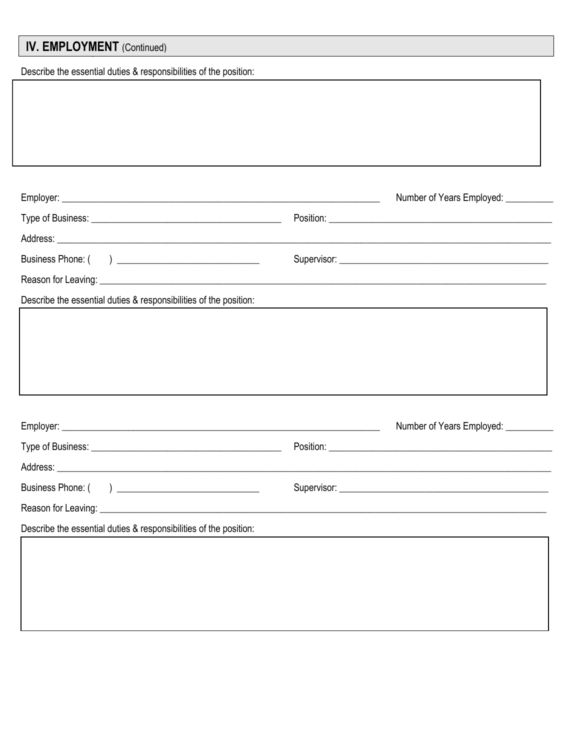## IV. EMPLOYMENT (Continued)

Describe the essential duties & responsibilities of the position:

Employer: ______________________________________________ Number of Years Employed: __________

Type of Business: ______________________________ Position: ____________________________________

Address: ________________________________________________________________________________

Business Phone: (      ) ______________________ Supervisor: __________________________________

Reason for Leaving: _______________________________________________________________________

Describe the essential duties & responsibilities of the position:

Employer: ______________________________________________ Number of Years Employed: __________

Type of Business: ______________________________ Position: ____________________________________

Address: ________________________________________________________________________________

Business Phone: (      ) ______________________ Supervisor: __________________________________

Reason for Leaving: _______________________________________________________________________

Describe the essential duties & responsibilities of the position: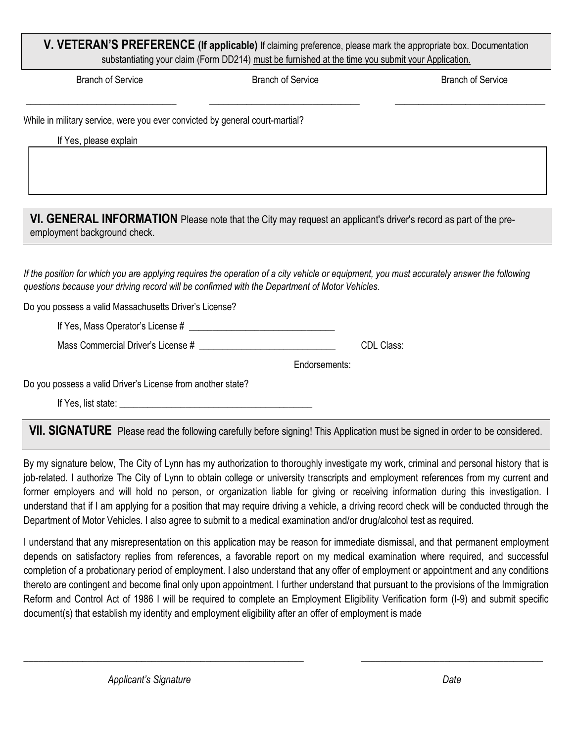## V. VETERAN'S PREFERENCE (If applicable)

If claiming preference, please mark the appropriate box. Documentation substantiating your claim (Form DD214) must be furnished at the time you submit your Application.

| Branch of Service | Branch of Service | Branch of Service |
|---|---|---|
| ______________________________ | ______________________________ | ______________________________ |

While in military service, were you ever convicted by general court-martial?

If Yes, please explain

## VI. GENERAL INFORMATION

Please note that the City may request an applicant's driver's record as part of the pre-employment background check.

*If the position for which you are applying requires the operation of a city vehicle or equipment, you must accurately answer the following questions because your driving record will be confirmed with the Department of Motor Vehicles.*

Do you possess a valid Massachusetts Driver's License?

If Yes, Mass Operator's License # ______________________________

Mass Commercial Driver's License # ____________________________ CDL Class:

Endorsements:

Do you possess a valid Driver's License from another state?

If Yes, list state: ________________________________________

## VII. SIGNATURE

Please read the following carefully before signing! This Application must be signed in order to be considered.

By my signature below, The City of Lynn has my authorization to thoroughly investigate my work, criminal and personal history that is job-related. I authorize The City of Lynn to obtain college or university transcripts and employment references from my current and former employers and will hold no person, or organization liable for giving or receiving information during this investigation. I understand that if I am applying for a position that may require driving a vehicle, a driving record check will be conducted through the Department of Motor Vehicles. I also agree to submit to a medical examination and/or drug/alcohol test as required.

I understand that any misrepresentation on this application may be reason for immediate dismissal, and that permanent employment depends on satisfactory replies from references, a favorable report on my medical examination where required, and successful completion of a probationary period of employment. I also understand that any offer of employment or appointment and any conditions thereto are contingent and become final only upon appointment. I further understand that pursuant to the provisions of the Immigration Reform and Control Act of 1986 I will be required to complete an Employment Eligibility Verification form (I-9) and submit specific document(s) that establish my identity and employment eligibility after an offer of employment is made

____________________________________________________ ____________________________________

*Applicant's Signature* *Date*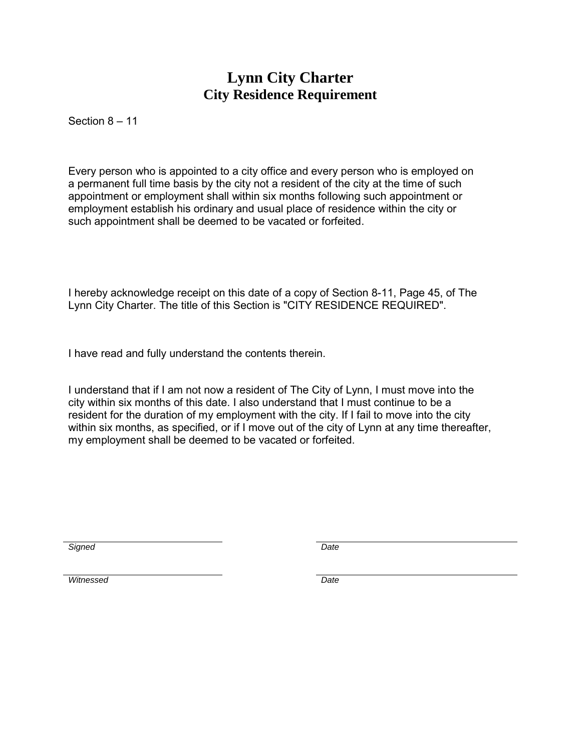# Lynn City Charter
## City Residence Requirement

Section 8 – 11

Every person who is appointed to a city office and every person who is employed on a permanent full time basis by the city not a resident of the city at the time of such appointment or employment shall within six months following such appointment or employment establish his ordinary and usual place of residence within the city or such appointment shall be deemed to be vacated or forfeited.

I hereby acknowledge receipt on this date of a copy of Section 8-11, Page 45, of The Lynn City Charter. The title of this Section is "CITY RESIDENCE REQUIRED".

I have read and fully understand the contents therein.

I understand that if I am not now a resident of The City of Lynn, I must move into the city within six months of this date. I also understand that I must continue to be a resident for the duration of my employment with the city. If I fail to move into the city within six months, as specified, or if I move out of the city of Lynn at any time thereafter, my employment shall be deemed to be vacated or forfeited.

______________________________ ______________________________
*Signed* *Date*

______________________________ ______________________________
*Witnessed* *Date*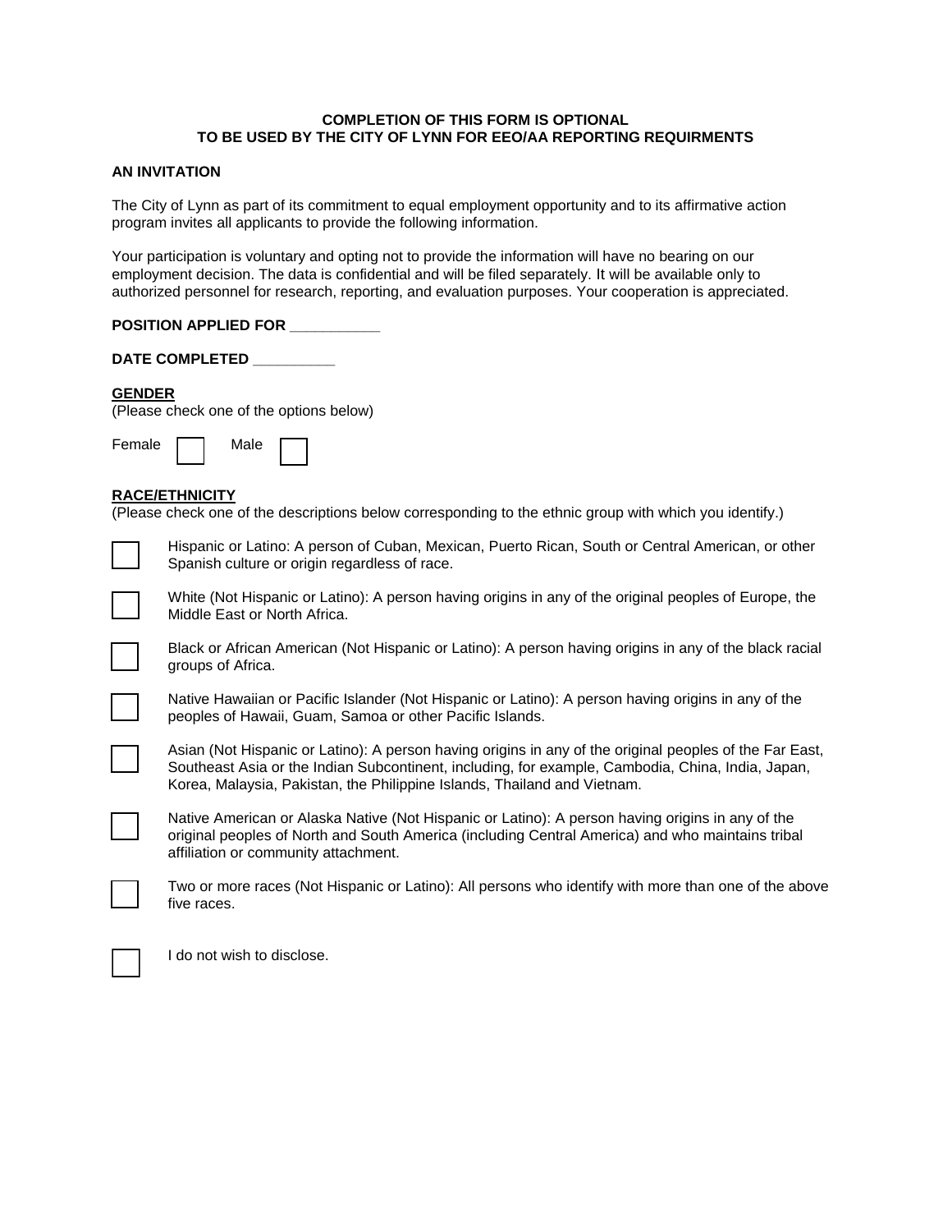**COMPLETION OF THIS FORM IS OPTIONAL**
**TO BE USED BY THE CITY OF LYNN FOR EEO/AA REPORTING REQUIRMENTS**

**AN INVITATION**

The City of Lynn as part of its commitment to equal employment opportunity and to its affirmative action program invites all applicants to provide the following information.

Your participation is voluntary and opting not to provide the information will have no bearing on our employment decision. The data is confidential and will be filed separately. It will be available only to authorized personnel for research, reporting, and evaluation purposes. Your cooperation is appreciated.

**POSITION APPLIED FOR ___________**

**DATE COMPLETED __________**

**GENDER**
(Please check one of the options below)

Female ☐ Male ☐

**RACE/ETHNICITY**
(Please check one of the descriptions below corresponding to the ethnic group with which you identify.)

☐ Hispanic or Latino: A person of Cuban, Mexican, Puerto Rican, South or Central American, or other Spanish culture or origin regardless of race.

☐ White (Not Hispanic or Latino): A person having origins in any of the original peoples of Europe, the Middle East or North Africa.

☐ Black or African American (Not Hispanic or Latino): A person having origins in any of the black racial groups of Africa.

☐ Native Hawaiian or Pacific Islander (Not Hispanic or Latino): A person having origins in any of the peoples of Hawaii, Guam, Samoa or other Pacific Islands.

☐ Asian (Not Hispanic or Latino): A person having origins in any of the original peoples of the Far East, Southeast Asia or the Indian Subcontinent, including, for example, Cambodia, China, India, Japan, Korea, Malaysia, Pakistan, the Philippine Islands, Thailand and Vietnam.

☐ Native American or Alaska Native (Not Hispanic or Latino): A person having origins in any of the original peoples of North and South America (including Central America) and who maintains tribal affiliation or community attachment.

☐ Two or more races (Not Hispanic or Latino): All persons who identify with more than one of the above five races.

☐ I do not wish to disclose.